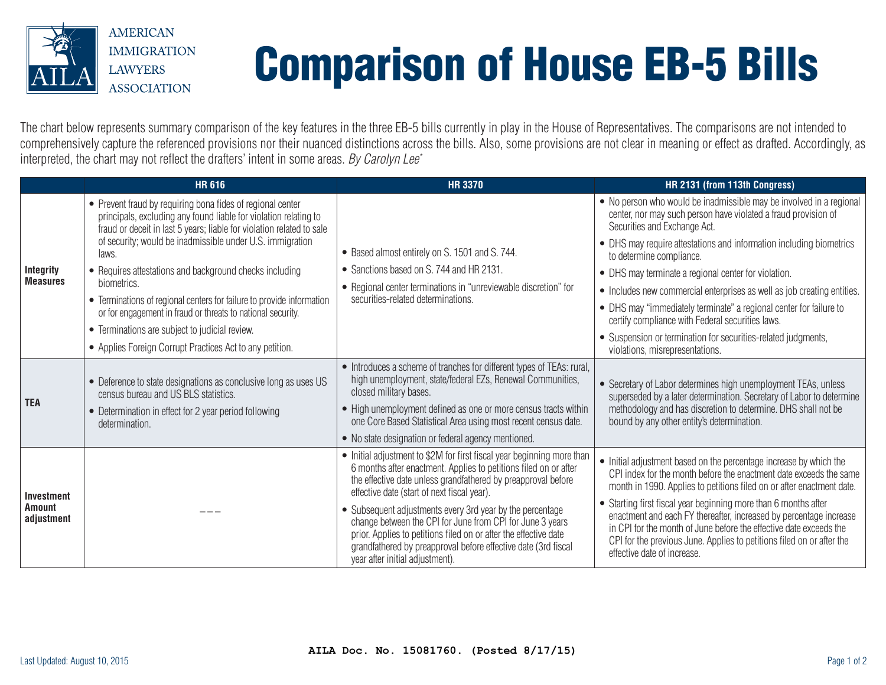AMERICAN IMMIGRATION LAWYERS ASSOCIATION

# Comparison of House EB-5 Bills

The chart below represents summary comparison of the key features in the three EB-5 bills currently in play in the House of Representatives. The comparisons are not intended to comprehensively capture the referenced provisions nor their nuanced distinctions across the bills. Also, some provisions are not clear in meaning or effect as drafted. Accordingly, as interpreted, the chart may not reflect the drafters' intent in some areas. *By Carolyn Lee**

| | HR 616 | HR 3370 | HR 2131 (from 113th Congress) |
|---|---|---|---|
| **Integrity Measures** | • Prevent fraud by requiring bona fides of regional center principals, excluding any found liable for violation relating to fraud or deceit in last 5 years; liable for violation related to sale of security; would be inadmissible under U.S. immigration laws.<br>• Requires attestations and background checks including biometrics.<br>• Terminations of regional centers for failure to provide information or for engagement in fraud or threats to national security.<br>• Terminations are subject to judicial review.<br>• Applies Foreign Corrupt Practices Act to any petition. | • Based almost entirely on S. 1501 and S. 744.<br>• Sanctions based on S. 744 and HR 2131.<br>• Regional center terminations in "unreviewable discretion" for securities-related determinations. | • No person who would be inadmissible may be involved in a regional center, nor may such person have violated a fraud provision of Securities and Exchange Act.<br>• DHS may require attestations and information including biometrics to determine compliance.<br>• DHS may terminate a regional center for violation.<br>• Includes new commercial enterprises as well as job creating entities.<br>• DHS may "immediately terminate" a regional center for failure to certify compliance with Federal securities laws.<br>• Suspension or termination for securities-related judgments, violations, misrepresentations. |
| **TEA** | • Deference to state designations as conclusive long as uses US census bureau and US BLS statistics.<br>• Determination in effect for 2 year period following determination. | • Introduces a scheme of tranches for different types of TEAs: rural, high unemployment, state/federal EZs, Renewal Communities, closed military bases.<br>• High unemployment defined as one or more census tracts within one Core Based Statistical Area using most recent census date.<br>• No state designation or federal agency mentioned. | • Secretary of Labor determines high unemployment TEAs, unless superseded by a later determination. Secretary of Labor to determine methodology and has discretion to determine. DHS shall not be bound by any other entity's determination. |
| **Investment Amount adjustment** | – – – | • Initial adjustment to $2M for first fiscal year beginning more than 6 months after enactment. Applies to petitions filed on or after the effective date unless grandfathered by preapproval before effective date (start of next fiscal year).<br>• Subsequent adjustments every 3rd year by the percentage change between the CPI for June from CPI for June 3 years prior. Applies to petitions filed on or after the effective date grandfathered by preapproval before effective date (3rd fiscal year after initial adjustment). | • Initial adjustment based on the percentage increase by which the CPI index for the month before the enactment date exceeds the same month in 1990. Applies to petitions filed on or after enactment date.<br>• Starting first fiscal year beginning more than 6 months after enactment and each FY thereafter, increased by percentage increase in CPI for the month of June before the effective date exceeds the CPI for the previous June. Applies to petitions filed on or after the effective date of increase. |

Last Updated: August 10, 2015

AILA Doc. No. 15081760. (Posted 8/17/15)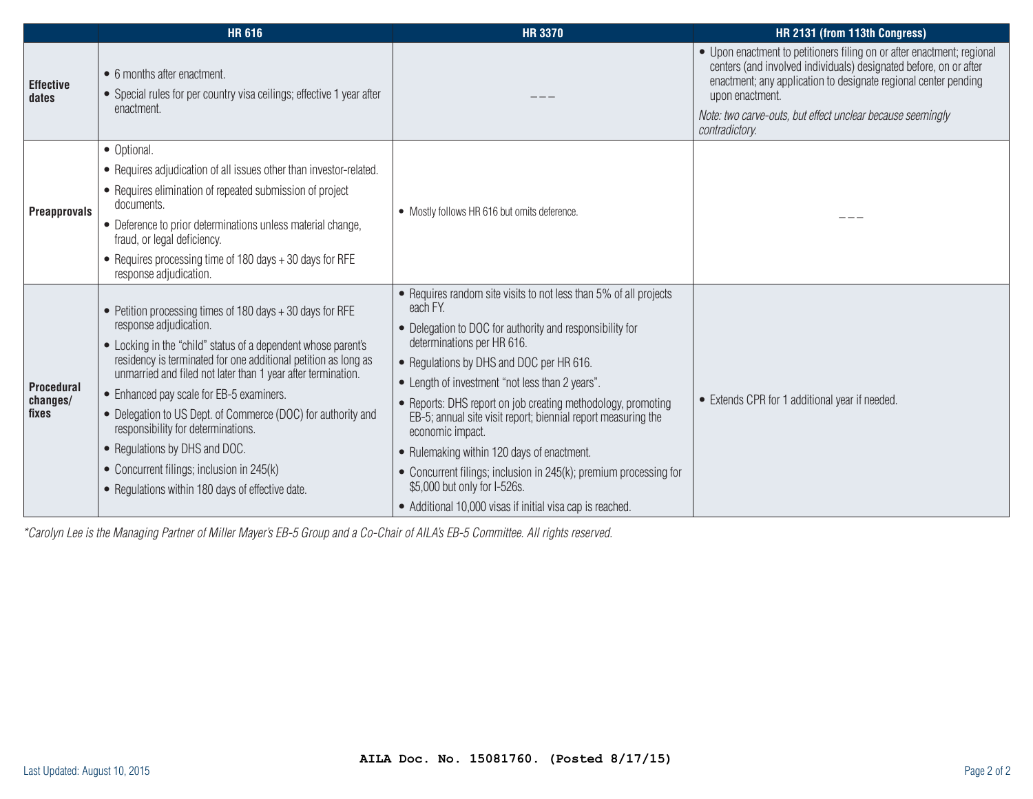| | HR 616 | HR 3370 | HR 2131 (from 113th Congress) |
|---|---|---|---|
| **Effective dates** | • 6 months after enactment.<br>• Special rules for per country visa ceilings; effective 1 year after enactment. | ––– | • Upon enactment to petitioners filing on or after enactment; regional centers (and involved individuals) designated before, on or after enactment; any application to designate regional center pending upon enactment.<br>*Note: two carve-outs, but effect unclear because seemingly contradictory.* |
| **Preapprovals** | • Optional.<br>• Requires adjudication of all issues other than investor-related.<br>• Requires elimination of repeated submission of project documents.<br>• Deference to prior determinations unless material change, fraud, or legal deficiency.<br>• Requires processing time of 180 days + 30 days for RFE response adjudication. | • Mostly follows HR 616 but omits deference. | ––– |
| **Procedural changes/ fixes** | • Petition processing times of 180 days + 30 days for RFE response adjudication.<br>• Locking in the "child" status of a dependent whose parent's residency is terminated for one additional petition as long as unmarried and filed not later than 1 year after termination.<br>• Enhanced pay scale for EB-5 examiners.<br>• Delegation to US Dept. of Commerce (DOC) for authority and responsibility for determinations.<br>• Regulations by DHS and DOC.<br>• Concurrent filings; inclusion in 245(k)<br>• Regulations within 180 days of effective date. | • Requires random site visits to not less than 5% of all projects each FY.<br>• Delegation to DOC for authority and responsibility for determinations per HR 616.<br>• Regulations by DHS and DOC per HR 616.<br>• Length of investment "not less than 2 years".<br>• Reports: DHS report on job creating methodology, promoting EB-5; annual site visit report; biennial report measuring the economic impact.<br>• Rulemaking within 120 days of enactment.<br>• Concurrent filings; inclusion in 245(k); premium processing for $5,000 but only for I-526s.<br>• Additional 10,000 visas if initial visa cap is reached. | • Extends CPR for 1 additional year if needed. |

*\*Carolyn Lee is the Managing Partner of Miller Mayer's EB-5 Group and a Co-Chair of AILA's EB-5 Committee. All rights reserved.*

Last Updated: August 10, 2015

**AILA Doc. No. 15081760. (Posted 8/17/15)**